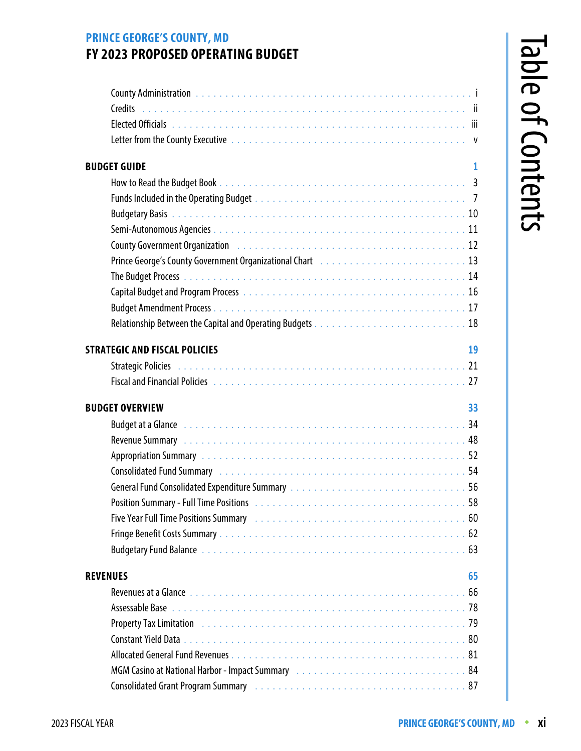# PRINCE GEORGE'S COUNTY, MD

## FY 2023 PROPOSED OPERATING BUDGET

# Table of Contents

| | |
|---|---|
| County Administration | i |
| Credits | ii |
| Elected Officials | iii |
| Letter from the County Executive | v |

| | |
|---|---|
| **BUDGET GUIDE** | **1** |
| How to Read the Budget Book | 3 |
| Funds Included in the Operating Budget | 7 |
| Budgetary Basis | 10 |
| Semi-Autonomous Agencies | 11 |
| County Government Organization | 12 |
| Prince George's County Government Organizational Chart | 13 |
| The Budget Process | 14 |
| Capital Budget and Program Process | 16 |
| Budget Amendment Process | 17 |
| Relationship Between the Capital and Operating Budgets | 18 |

| | |
|---|---|
| **STRATEGIC AND FISCAL POLICIES** | **19** |
| Strategic Policies | 21 |
| Fiscal and Financial Policies | 27 |

| | |
|---|---|
| **BUDGET OVERVIEW** | **33** |
| Budget at a Glance | 34 |
| Revenue Summary | 48 |
| Appropriation Summary | 52 |
| Consolidated Fund Summary | 54 |
| General Fund Consolidated Expenditure Summary | 56 |
| Position Summary - Full Time Positions | 58 |
| Five Year Full Time Positions Summary | 60 |
| Fringe Benefit Costs Summary | 62 |
| Budgetary Fund Balance | 63 |

| | |
|---|---|
| **REVENUES** | **65** |
| Revenues at a Glance | 66 |
| Assessable Base | 78 |
| Property Tax Limitation | 79 |
| Constant Yield Data | 80 |
| Allocated General Fund Revenues | 81 |
| MGM Casino at National Harbor - Impact Summary | 84 |
| Consolidated Grant Program Summary | 87 |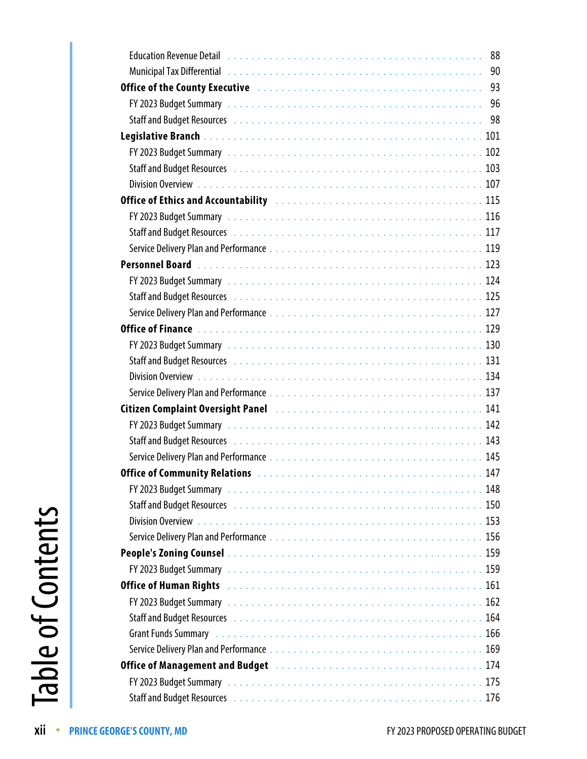| | |
|---|---|
| Education Revenue Detail | 88 |
| Municipal Tax Differential | 90 |
| **Office of the County Executive** | 93 |
| FY 2023 Budget Summary | 96 |
| Staff and Budget Resources | 98 |
| **Legislative Branch** | 101 |
| FY 2023 Budget Summary | 102 |
| Staff and Budget Resources | 103 |
| Division Overview | 107 |
| **Office of Ethics and Accountability** | 115 |
| FY 2023 Budget Summary | 116 |
| Staff and Budget Resources | 117 |
| Service Delivery Plan and Performance | 119 |
| **Personnel Board** | 123 |
| FY 2023 Budget Summary | 124 |
| Staff and Budget Resources | 125 |
| Service Delivery Plan and Performance | 127 |
| **Office of Finance** | 129 |
| FY 2023 Budget Summary | 130 |
| Staff and Budget Resources | 131 |
| Division Overview | 134 |
| Service Delivery Plan and Performance | 137 |
| **Citizen Complaint Oversight Panel** | 141 |
| FY 2023 Budget Summary | 142 |
| Staff and Budget Resources | 143 |
| Service Delivery Plan and Performance | 145 |
| **Office of Community Relations** | 147 |
| FY 2023 Budget Summary | 148 |
| Staff and Budget Resources | 150 |
| Division Overview | 153 |
| Service Delivery Plan and Performance | 156 |
| **People's Zoning Counsel** | 159 |
| FY 2023 Budget Summary | 159 |
| **Office of Human Rights** | 161 |
| FY 2023 Budget Summary | 162 |
| Staff and Budget Resources | 164 |
| Grant Funds Summary | 166 |
| Service Delivery Plan and Performance | 169 |
| **Office of Management and Budget** | 174 |
| FY 2023 Budget Summary | 175 |
| Staff and Budget Resources | 176 |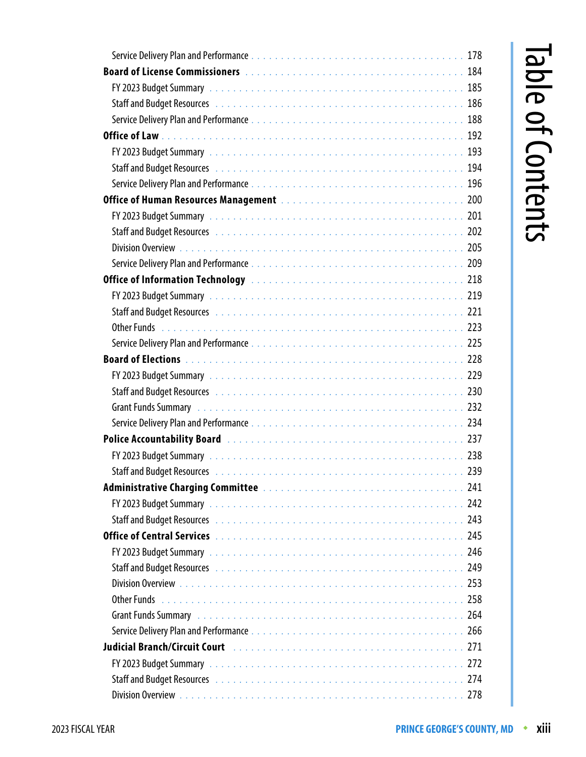Service Delivery Plan and Performance . . . 178

**Board of License Commissioners** . . . 184

FY 2023 Budget Summary . . . 185

Staff and Budget Resources . . . 186

Service Delivery Plan and Performance . . . 188

**Office of Law** . . . 192

FY 2023 Budget Summary . . . 193

Staff and Budget Resources . . . 194

Service Delivery Plan and Performance . . . 196

**Office of Human Resources Management** . . . 200

FY 2023 Budget Summary . . . 201

Staff and Budget Resources . . . 202

Division Overview . . . 205

Service Delivery Plan and Performance . . . 209

**Office of Information Technology** . . . 218

FY 2023 Budget Summary . . . 219

Staff and Budget Resources . . . 221

Other Funds . . . 223

Service Delivery Plan and Performance . . . 225

**Board of Elections** . . . 228

FY 2023 Budget Summary . . . 229

Staff and Budget Resources . . . 230

Grant Funds Summary . . . 232

Service Delivery Plan and Performance . . . 234

**Police Accountability Board** . . . 237

FY 2023 Budget Summary . . . 238

Staff and Budget Resources . . . 239

**Administrative Charging Committee** . . . 241

FY 2023 Budget Summary . . . 242

Staff and Budget Resources . . . 243

**Office of Central Services** . . . 245

FY 2023 Budget Summary . . . 246

Staff and Budget Resources . . . 249

Division Overview . . . 253

Other Funds . . . 258

Grant Funds Summary . . . 264

Service Delivery Plan and Performance . . . 266

**Judicial Branch/Circuit Court** . . . 271

FY 2023 Budget Summary . . . 272

Staff and Budget Resources . . . 274

Division Overview . . . 278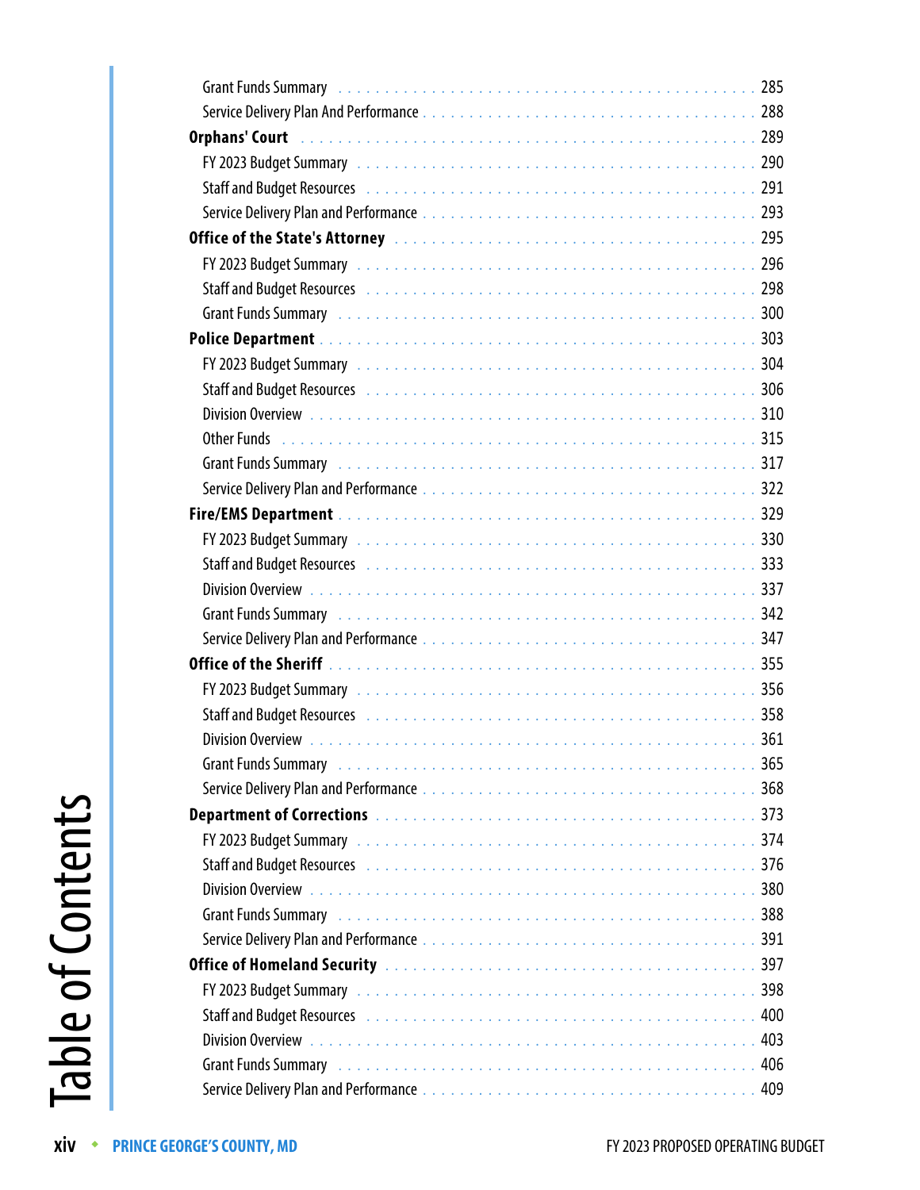Grant Funds Summary . . . . . . . . . . 285
Service Delivery Plan And Performance . . . . . . . . . . 288

**Orphans' Court** . . . . . . . . . . 289
FY 2023 Budget Summary . . . . . . . . . . 290
Staff and Budget Resources . . . . . . . . . . 291
Service Delivery Plan and Performance . . . . . . . . . . 293

**Office of the State's Attorney** . . . . . . . . . . 295
FY 2023 Budget Summary . . . . . . . . . . 296
Staff and Budget Resources . . . . . . . . . . 298
Grant Funds Summary . . . . . . . . . . 300

**Police Department** . . . . . . . . . . 303
FY 2023 Budget Summary . . . . . . . . . . 304
Staff and Budget Resources . . . . . . . . . . 306
Division Overview . . . . . . . . . . 310
Other Funds . . . . . . . . . . 315
Grant Funds Summary . . . . . . . . . . 317
Service Delivery Plan and Performance . . . . . . . . . . 322

**Fire/EMS Department** . . . . . . . . . . 329
FY 2023 Budget Summary . . . . . . . . . . 330
Staff and Budget Resources . . . . . . . . . . 333
Division Overview . . . . . . . . . . 337
Grant Funds Summary . . . . . . . . . . 342
Service Delivery Plan and Performance . . . . . . . . . . 347

**Office of the Sheriff** . . . . . . . . . . 355
FY 2023 Budget Summary . . . . . . . . . . 356
Staff and Budget Resources . . . . . . . . . . 358
Division Overview . . . . . . . . . . 361
Grant Funds Summary . . . . . . . . . . 365
Service Delivery Plan and Performance . . . . . . . . . . 368

**Department of Corrections** . . . . . . . . . . 373
FY 2023 Budget Summary . . . . . . . . . . 374
Staff and Budget Resources . . . . . . . . . . 376
Division Overview . . . . . . . . . . 380
Grant Funds Summary . . . . . . . . . . 388
Service Delivery Plan and Performance . . . . . . . . . . 391

**Office of Homeland Security** . . . . . . . . . . 397
FY 2023 Budget Summary . . . . . . . . . . 398
Staff and Budget Resources . . . . . . . . . . 400
Division Overview . . . . . . . . . . 403
Grant Funds Summary . . . . . . . . . . 406
Service Delivery Plan and Performance . . . . . . . . . . 409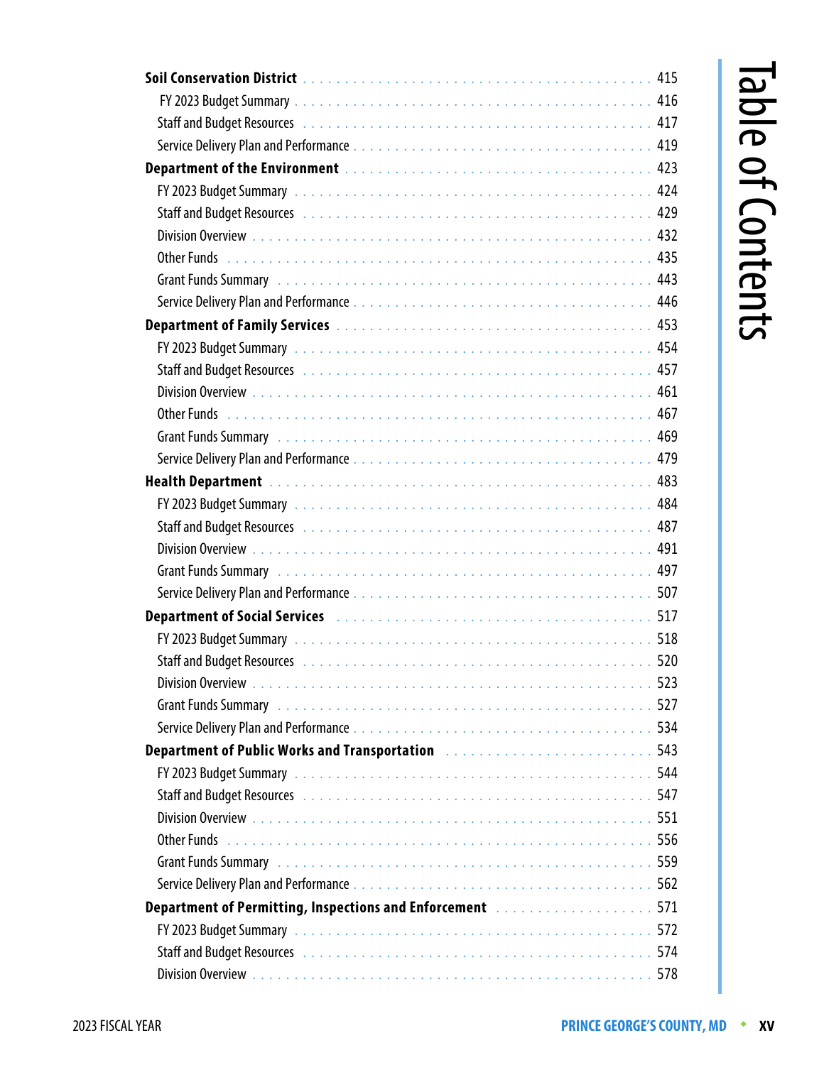**Soil Conservation District** . . . . . . . . . . . . . . . . 415

FY 2023 Budget Summary . . . . . . . . . . . . . . . . 416

Staff and Budget Resources . . . . . . . . . . . . . . . . 417

Service Delivery Plan and Performance . . . . . . . . . . . . . . . . 419

**Department of the Environment** . . . . . . . . . . . . . . . . 423

FY 2023 Budget Summary . . . . . . . . . . . . . . . . 424

Staff and Budget Resources . . . . . . . . . . . . . . . . 429

Division Overview . . . . . . . . . . . . . . . . 432

Other Funds . . . . . . . . . . . . . . . . 435

Grant Funds Summary . . . . . . . . . . . . . . . . 443

Service Delivery Plan and Performance . . . . . . . . . . . . . . . . 446

**Department of Family Services** . . . . . . . . . . . . . . . . 453

FY 2023 Budget Summary . . . . . . . . . . . . . . . . 454

Staff and Budget Resources . . . . . . . . . . . . . . . . 457

Division Overview . . . . . . . . . . . . . . . . 461

Other Funds . . . . . . . . . . . . . . . . 467

Grant Funds Summary . . . . . . . . . . . . . . . . 469

Service Delivery Plan and Performance . . . . . . . . . . . . . . . . 479

**Health Department** . . . . . . . . . . . . . . . . 483

FY 2023 Budget Summary . . . . . . . . . . . . . . . . 484

Staff and Budget Resources . . . . . . . . . . . . . . . . 487

Division Overview . . . . . . . . . . . . . . . . 491

Grant Funds Summary . . . . . . . . . . . . . . . . 497

Service Delivery Plan and Performance . . . . . . . . . . . . . . . . 507

**Department of Social Services** . . . . . . . . . . . . . . . . 517

FY 2023 Budget Summary . . . . . . . . . . . . . . . . 518

Staff and Budget Resources . . . . . . . . . . . . . . . . 520

Division Overview . . . . . . . . . . . . . . . . 523

Grant Funds Summary . . . . . . . . . . . . . . . . 527

Service Delivery Plan and Performance . . . . . . . . . . . . . . . . 534

**Department of Public Works and Transportation** . . . . . . . . . . . . . . . . 543

FY 2023 Budget Summary . . . . . . . . . . . . . . . . 544

Staff and Budget Resources . . . . . . . . . . . . . . . . 547

Division Overview . . . . . . . . . . . . . . . . 551

Other Funds . . . . . . . . . . . . . . . . 556

Grant Funds Summary . . . . . . . . . . . . . . . . 559

Service Delivery Plan and Performance . . . . . . . . . . . . . . . . 562

**Department of Permitting, Inspections and Enforcement** . . . . . . . . . . . . . . . . 571

FY 2023 Budget Summary . . . . . . . . . . . . . . . . 572

Staff and Budget Resources . . . . . . . . . . . . . . . . 574

Division Overview . . . . . . . . . . . . . . . . 578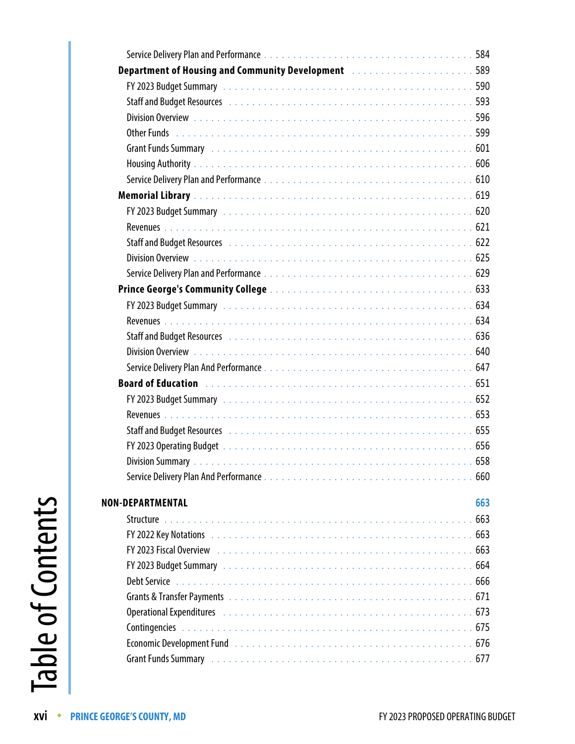- Service Delivery Plan and Performance . . . 584

**Department of Housing and Community Development** . . . 589

- FY 2023 Budget Summary . . . 590
- Staff and Budget Resources . . . 593
- Division Overview . . . 596
- Other Funds . . . 599
- Grant Funds Summary . . . 601
- Housing Authority . . . 606
- Service Delivery Plan and Performance . . . 610

**Memorial Library** . . . 619

- FY 2023 Budget Summary . . . 620
- Revenues . . . 621
- Staff and Budget Resources . . . 622
- Division Overview . . . 625
- Service Delivery Plan and Performance . . . 629

**Prince George's Community College** . . . 633

- FY 2023 Budget Summary . . . 634
- Revenues . . . 634
- Staff and Budget Resources . . . 636
- Division Overview . . . 640
- Service Delivery Plan And Performance . . . 647

**Board of Education** . . . 651

- FY 2023 Budget Summary . . . 652
- Revenues . . . 653
- Staff and Budget Resources . . . 655
- FY 2023 Operating Budget . . . 656
- Division Summary . . . 658
- Service Delivery Plan And Performance . . . 660

## NON-DEPARTMENTAL 663

- Structure . . . 663
- FY 2022 Key Notations . . . 663
- FY 2023 Fiscal Overview . . . 663
- FY 2023 Budget Summary . . . 664
- Debt Service . . . 666
- Grants & Transfer Payments . . . 671
- Operational Expenditures . . . 673
- Contingencies . . . 675
- Economic Development Fund . . . 676
- Grant Funds Summary . . . 677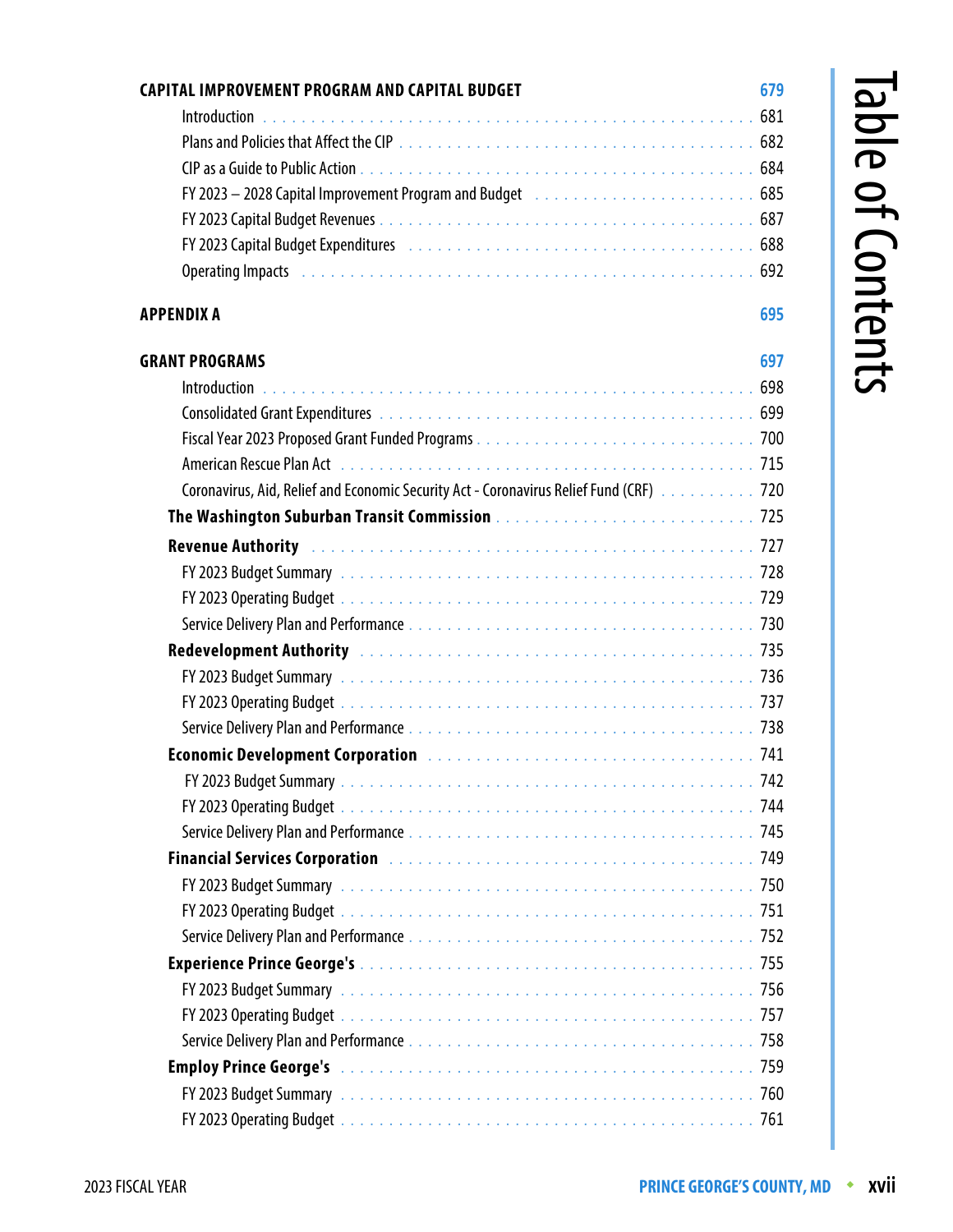**CAPITAL IMPROVEMENT PROGRAM AND CAPITAL BUDGET** 679

- Introduction ... 681
- Plans and Policies that Affect the CIP ... 682
- CIP as a Guide to Public Action ... 684
- FY 2023 – 2028 Capital Improvement Program and Budget ... 685
- FY 2023 Capital Budget Revenues ... 687
- FY 2023 Capital Budget Expenditures ... 688
- Operating Impacts ... 692

**APPENDIX A** 695

**GRANT PROGRAMS** 697

- Introduction ... 698
- Consolidated Grant Expenditures ... 699
- Fiscal Year 2023 Proposed Grant Funded Programs ... 700
- American Rescue Plan Act ... 715
- Coronavirus, Aid, Relief and Economic Security Act - Coronavirus Relief Fund (CRF) ... 720

**The Washington Suburban Transit Commission** ... 725

**Revenue Authority** ... 727

- FY 2023 Budget Summary ... 728
- FY 2023 Operating Budget ... 729
- Service Delivery Plan and Performance ... 730

**Redevelopment Authority** ... 735

- FY 2023 Budget Summary ... 736
- FY 2023 Operating Budget ... 737
- Service Delivery Plan and Performance ... 738

**Economic Development Corporation** ... 741

- FY 2023 Budget Summary ... 742
- FY 2023 Operating Budget ... 744
- Service Delivery Plan and Performance ... 745

**Financial Services Corporation** ... 749

- FY 2023 Budget Summary ... 750
- FY 2023 Operating Budget ... 751
- Service Delivery Plan and Performance ... 752

**Experience Prince George's** ... 755

- FY 2023 Budget Summary ... 756
- FY 2023 Operating Budget ... 757
- Service Delivery Plan and Performance ... 758

**Employ Prince George's** ... 759

- FY 2023 Budget Summary ... 760
- FY 2023 Operating Budget ... 761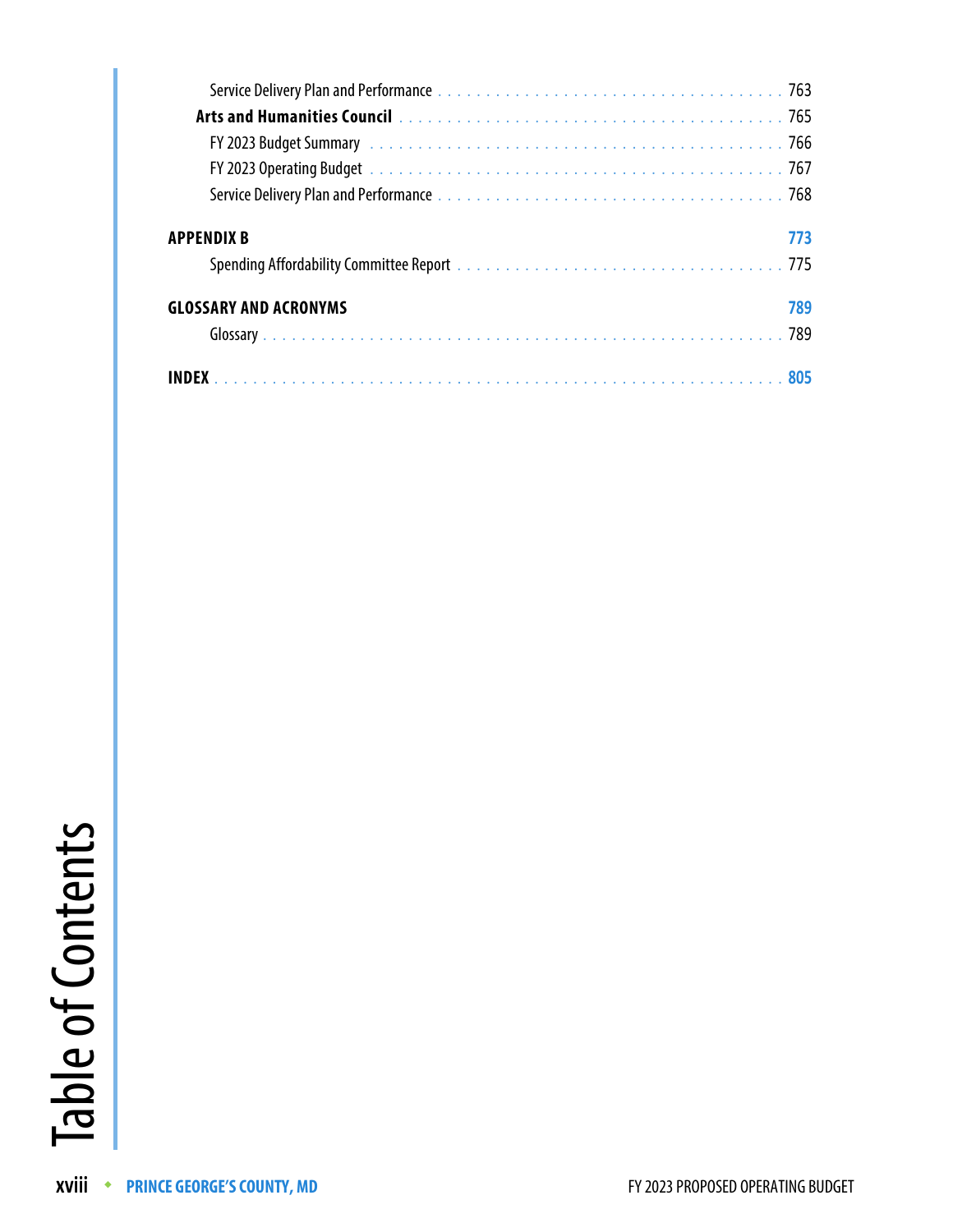Service Delivery Plan and Performance . . . . . . . . . . . . . . . . . . . . . . . . . . . . . . . . . . . . . 763

**Arts and Humanities Council** . . . . . . . . . . . . . . . . . . . . . . . . . . . . . . . . . . . . . . . . . . 765

FY 2023 Budget Summary . . . . . . . . . . . . . . . . . . . . . . . . . . . . . . . . . . . . . . . . . . . 766

FY 2023 Operating Budget . . . . . . . . . . . . . . . . . . . . . . . . . . . . . . . . . . . . . . . . . . . 767

Service Delivery Plan and Performance . . . . . . . . . . . . . . . . . . . . . . . . . . . . . . . . . . . . . 768

**APPENDIX B** **773**

Spending Affordability Committee Report . . . . . . . . . . . . . . . . . . . . . . . . . . . . . . . . . 775

**GLOSSARY AND ACRONYMS** **789**

Glossary . . . . . . . . . . . . . . . . . . . . . . . . . . . . . . . . . . . . . . . . . . . . . . . . . . . . . . 789

**INDEX** . . . . . . . . . . . . . . . . . . . . . . . . . . . . . . . . . . . . . . . . . . . . . . . . . . . . . . **805**